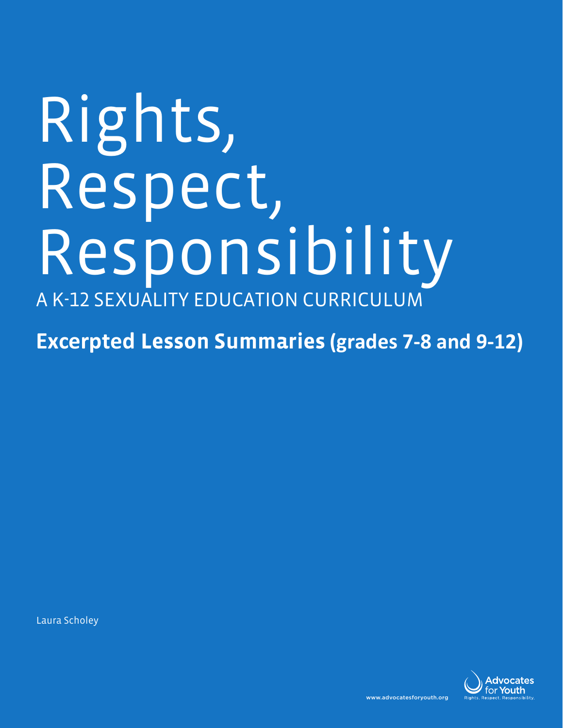# Rights, Respect, Responsibility

A K-12 SEXUALITY EDUCATION CURRICULUM

**Excerpted Lesson Summaries (grades 7-8 and 9-12)**

Laura Scholey

www.advocatesforyouth.org

Advocates for Youth

Rights. Respect. Responsibility.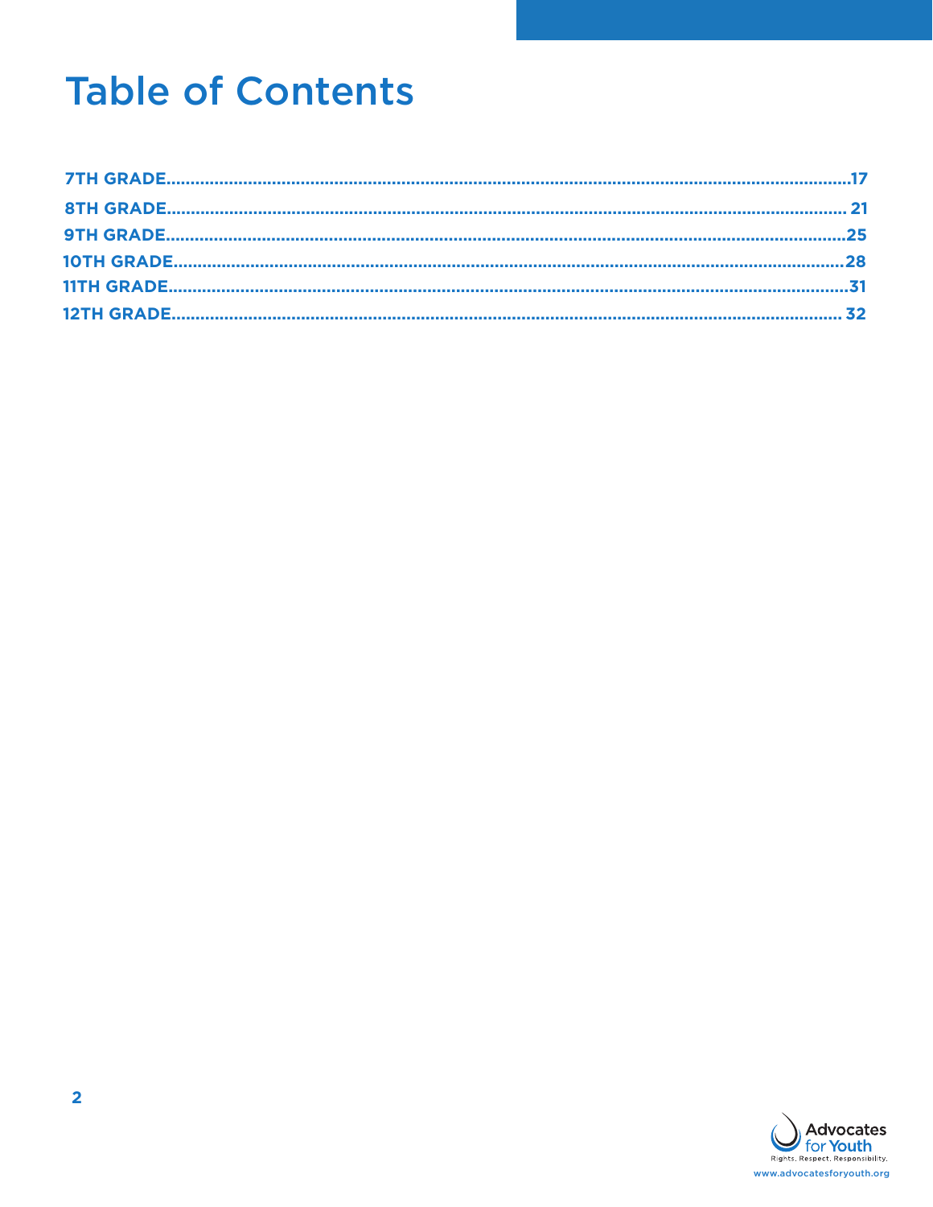# Table of Contents

7TH GRADE..........17
8TH GRADE..........21
9TH GRADE..........25
10TH GRADE..........28
11TH GRADE..........31
12TH GRADE..........32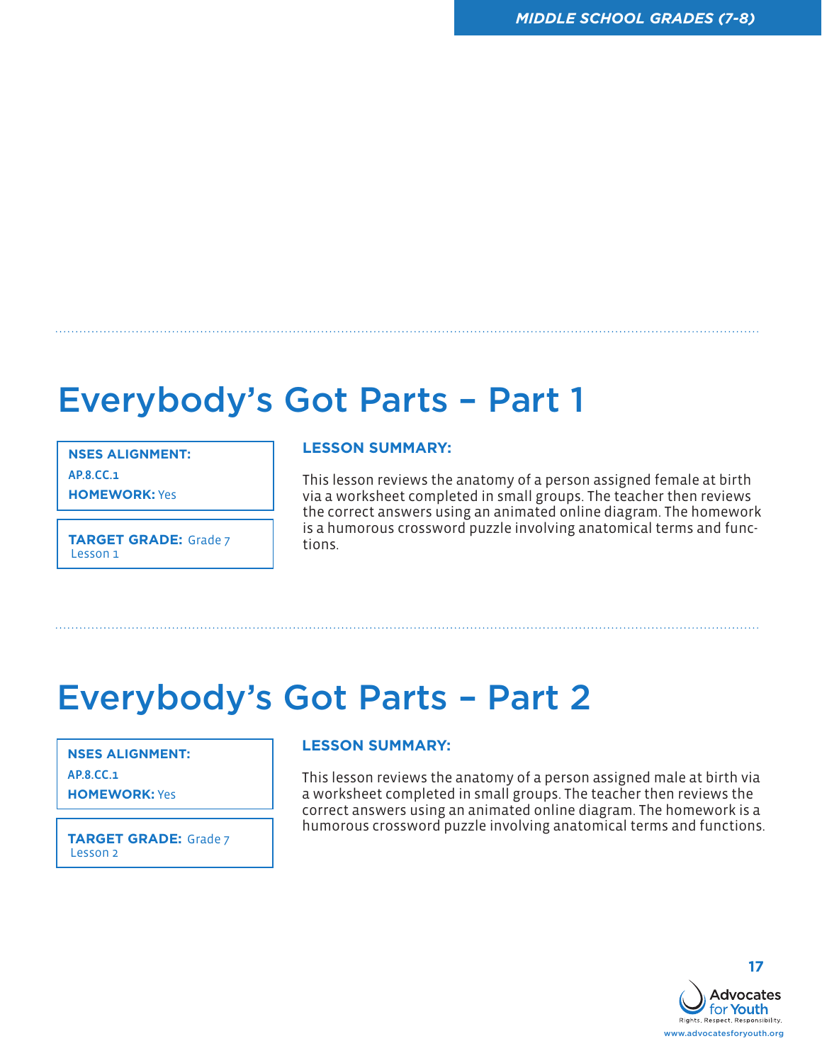# Everybody's Got Parts – Part 1

**NSES ALIGNMENT:**
AP.8.CC.1

**HOMEWORK:** Yes

**TARGET GRADE:** Grade 7
Lesson 1

**LESSON SUMMARY:**

This lesson reviews the anatomy of a person assigned female at birth via a worksheet completed in small groups. The teacher then reviews the correct answers using an animated online diagram. The homework is a humorous crossword puzzle involving anatomical terms and functions.

# Everybody's Got Parts – Part 2

**NSES ALIGNMENT:**
AP.8.CC.1

**HOMEWORK:** Yes

**TARGET GRADE:** Grade 7
Lesson 2

**LESSON SUMMARY:**

This lesson reviews the anatomy of a person assigned male at birth via a worksheet completed in small groups. The teacher then reviews the correct answers using an animated online diagram. The homework is a humorous crossword puzzle involving anatomical terms and functions.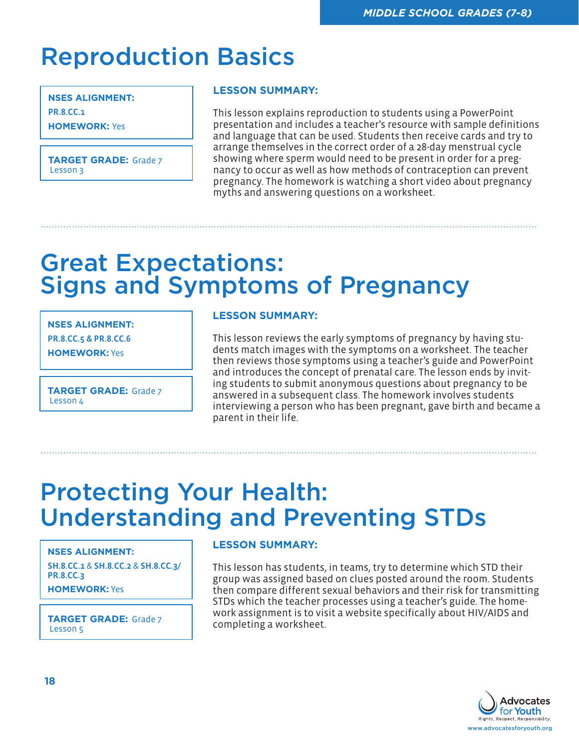# Reproduction Basics

**NSES ALIGNMENT:**
PR.8.CC.1
**HOMEWORK:** Yes

**TARGET GRADE:** Grade 7
Lesson 3

**LESSON SUMMARY:**

This lesson explains reproduction to students using a PowerPoint presentation and includes a teacher's resource with sample definitions and language that can be used. Students then receive cards and try to arrange themselves in the correct order of a 28-day menstrual cycle showing where sperm would need to be present in order for a pregnancy to occur as well as how methods of contraception can prevent pregnancy. The homework is watching a short video about pregnancy myths and answering questions on a worksheet.

# Great Expectations: Signs and Symptoms of Pregnancy

**NSES ALIGNMENT:**
PR.8.CC.5 & PR.8.CC.6
**HOMEWORK:** Yes

**TARGET GRADE:** Grade 7
Lesson 4

**LESSON SUMMARY:**

This lesson reviews the early symptoms of pregnancy by having students match images with the symptoms on a worksheet. The teacher then reviews those symptoms using a teacher's guide and PowerPoint and introduces the concept of prenatal care. The lesson ends by inviting students to submit anonymous questions about pregnancy to be answered in a subsequent class. The homework involves students interviewing a person who has been pregnant, gave birth and became a parent in their life.

# Protecting Your Health: Understanding and Preventing STDs

**NSES ALIGNMENT:**
SH.8.CC.1 & SH.8.CC.2 & SH.8.CC.3/ PR.8.CC.3
**HOMEWORK:** Yes

**TARGET GRADE:** Grade 7
Lesson 5

**LESSON SUMMARY:**

This lesson has students, in teams, try to determine which STD their group was assigned based on clues posted around the room. Students then compare different sexual behaviors and their risk for transmitting STDs which the teacher processes using a teacher's guide. The homework assignment is to visit a website specifically about HIV/AIDS and completing a worksheet.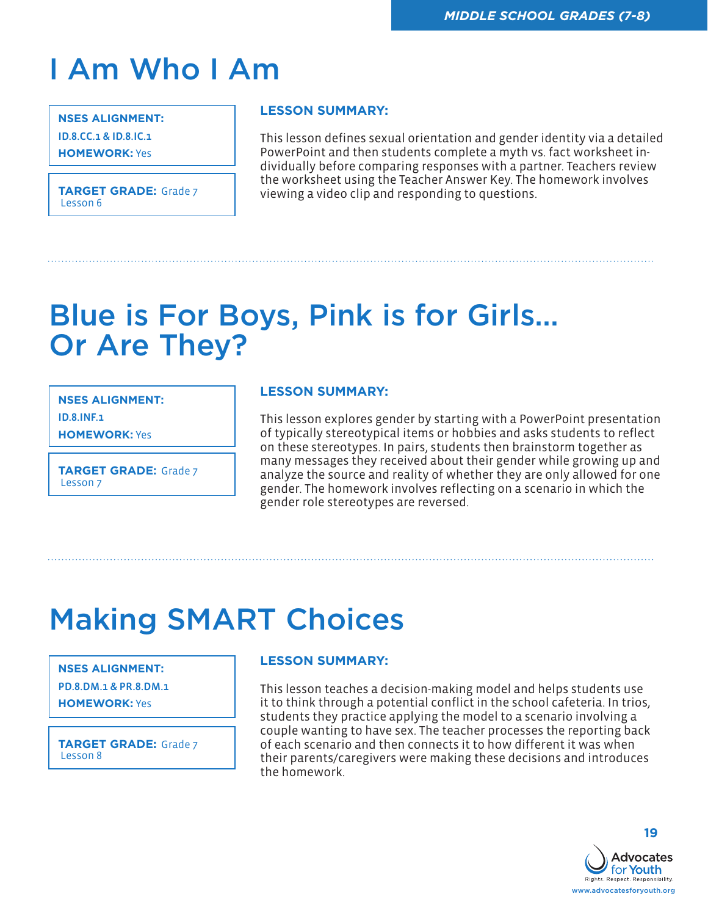# I Am Who I Am

**NSES ALIGNMENT:**
**ID.8.CC.1 & ID.8.IC.1**
**HOMEWORK:** Yes

**TARGET GRADE:** Grade 7
Lesson 6

**LESSON SUMMARY:**

This lesson defines sexual orientation and gender identity via a detailed PowerPoint and then students complete a myth vs. fact worksheet individually before comparing responses with a partner. Teachers review the worksheet using the Teacher Answer Key. The homework involves viewing a video clip and responding to questions.

# Blue is For Boys, Pink is for Girls... Or Are They?

**NSES ALIGNMENT:**
**ID.8.INF.1**
**HOMEWORK:** Yes

**TARGET GRADE:** Grade 7
Lesson 7

**LESSON SUMMARY:**

This lesson explores gender by starting with a PowerPoint presentation of typically stereotypical items or hobbies and asks students to reflect on these stereotypes. In pairs, students then brainstorm together as many messages they received about their gender while growing up and analyze the source and reality of whether they are only allowed for one gender. The homework involves reflecting on a scenario in which the gender role stereotypes are reversed.

# Making SMART Choices

**NSES ALIGNMENT:**
**PD.8.DM.1 & PR.8.DM.1**
**HOMEWORK:** Yes

**TARGET GRADE:** Grade 7
Lesson 8

**LESSON SUMMARY:**

This lesson teaches a decision-making model and helps students use it to think through a potential conflict in the school cafeteria. In trios, students they practice applying the model to a scenario involving a couple wanting to have sex. The teacher processes the reporting back of each scenario and then connects it to how different it was when their parents/caregivers were making these decisions and introduces the homework.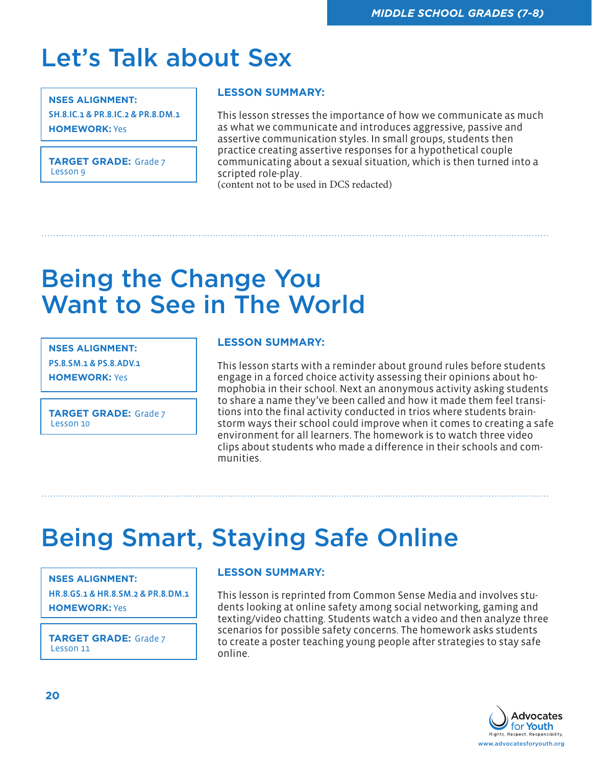# Let's Talk about Sex

**NSES ALIGNMENT:**
**SH.8.IC.1 & PR.8.IC.2 & PR.8.DM.1**
**HOMEWORK:** Yes

**TARGET GRADE:** Grade 7
Lesson 9

**LESSON SUMMARY:**

This lesson stresses the importance of how we communicate as much as what we communicate and introduces aggressive, passive and assertive communication styles. In small groups, students then practice creating assertive responses for a hypothetical couple communicating about a sexual situation, which is then turned into a scripted role-play.
(content not to be used in DCS redacted)

# Being the Change You Want to See in The World

**NSES ALIGNMENT:**
**PS.8.SM.1 & PS.8.ADV.1**
**HOMEWORK:** Yes

**TARGET GRADE:** Grade 7
Lesson 10

**LESSON SUMMARY:**

This lesson starts with a reminder about ground rules before students engage in a forced choice activity assessing their opinions about homophobia in their school. Next an anonymous activity asking students to share a name they've been called and how it made them feel transitions into the final activity conducted in trios where students brainstorm ways their school could improve when it comes to creating a safe environment for all learners. The homework is to watch three video clips about students who made a difference in their schools and communities.

# Being Smart, Staying Safe Online

**NSES ALIGNMENT:**
**HR.8.GS.1 & HR.8.SM.2 & PR.8.DM.1**
**HOMEWORK:** Yes

**TARGET GRADE:** Grade 7
Lesson 11

**LESSON SUMMARY:**

This lesson is reprinted from Common Sense Media and involves students looking at online safety among social networking, gaming and texting/video chatting. Students watch a video and then analyze three scenarios for possible safety concerns. The homework asks students to create a poster teaching young people after strategies to stay safe online.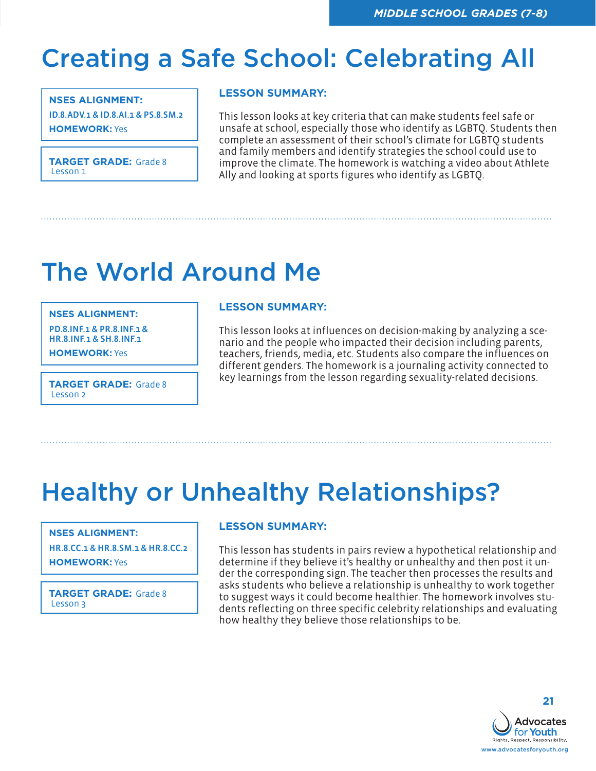# Creating a Safe School: Celebrating All

**NSES ALIGNMENT:**
**ID.8.ADV.1 & ID.8.AI.1 & PS.8.SM.2**
**HOMEWORK:** Yes

**TARGET GRADE:** Grade 8
Lesson 1

**LESSON SUMMARY:**

This lesson looks at key criteria that can make students feel safe or unsafe at school, especially those who identify as LGBTQ. Students then complete an assessment of their school's climate for LGBTQ students and family members and identify strategies the school could use to improve the climate. The homework is watching a video about Athlete Ally and looking at sports figures who identify as LGBTQ.

# The World Around Me

**NSES ALIGNMENT:**
**PD.8.INF.1 & PR.8.INF.1 & HR.8.INF.1 & SH.8.INF.1**
**HOMEWORK:** Yes

**TARGET GRADE:** Grade 8
Lesson 2

**LESSON SUMMARY:**

This lesson looks at influences on decision-making by analyzing a scenario and the people who impacted their decision including parents, teachers, friends, media, etc. Students also compare the influences on different genders. The homework is a journaling activity connected to key learnings from the lesson regarding sexuality-related decisions.

# Healthy or Unhealthy Relationships?

**NSES ALIGNMENT:**
**HR.8.CC.1 & HR.8.SM.1 & HR.8.CC.2**
**HOMEWORK:** Yes

**TARGET GRADE:** Grade 8
Lesson 3

**LESSON SUMMARY:**

This lesson has students in pairs review a hypothetical relationship and determine if they believe it's healthy or unhealthy and then post it under the corresponding sign. The teacher then processes the results and asks students who believe a relationship is unhealthy to work together to suggest ways it could become healthier. The homework involves students reflecting on three specific celebrity relationships and evaluating how healthy they believe those relationships to be.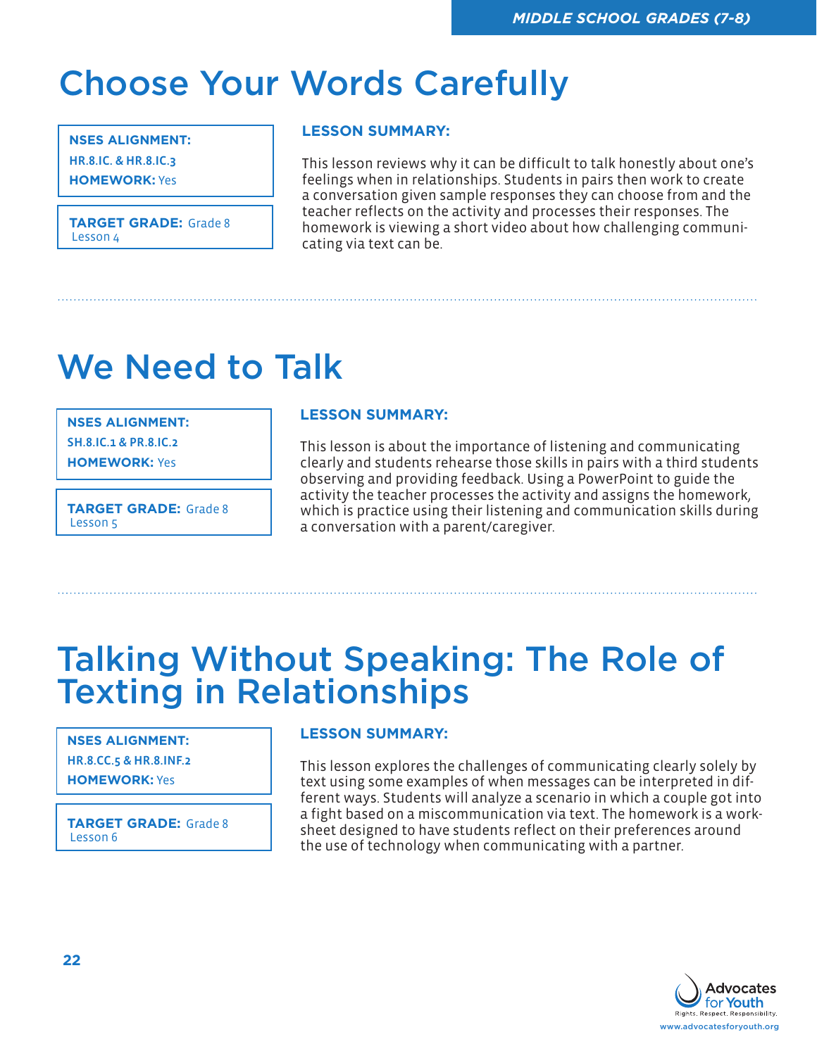# Choose Your Words Carefully

**NSES ALIGNMENT:**
HR.8.IC. & HR.8.IC.3
**HOMEWORK:** Yes

**TARGET GRADE:** Grade 8
Lesson 4

**LESSON SUMMARY:**

This lesson reviews why it can be difficult to talk honestly about one's feelings when in relationships. Students in pairs then work to create a conversation given sample responses they can choose from and the teacher reflects on the activity and processes their responses. The homework is viewing a short video about how challenging communicating via text can be.

# We Need to Talk

**NSES ALIGNMENT:**
SH.8.IC.1 & PR.8.IC.2
**HOMEWORK:** Yes

**TARGET GRADE:** Grade 8
Lesson 5

**LESSON SUMMARY:**

This lesson is about the importance of listening and communicating clearly and students rehearse those skills in pairs with a third students observing and providing feedback. Using a PowerPoint to guide the activity the teacher processes the activity and assigns the homework, which is practice using their listening and communication skills during a conversation with a parent/caregiver.

# Talking Without Speaking: The Role of Texting in Relationships

**NSES ALIGNMENT:**
HR.8.CC.5 & HR.8.INF.2
**HOMEWORK:** Yes

**TARGET GRADE:** Grade 8
Lesson 6

**LESSON SUMMARY:**

This lesson explores the challenges of communicating clearly solely by text using some examples of when messages can be interpreted in different ways. Students will analyze a scenario in which a couple got into a fight based on a miscommunication via text. The homework is a worksheet designed to have students reflect on their preferences around the use of technology when communicating with a partner.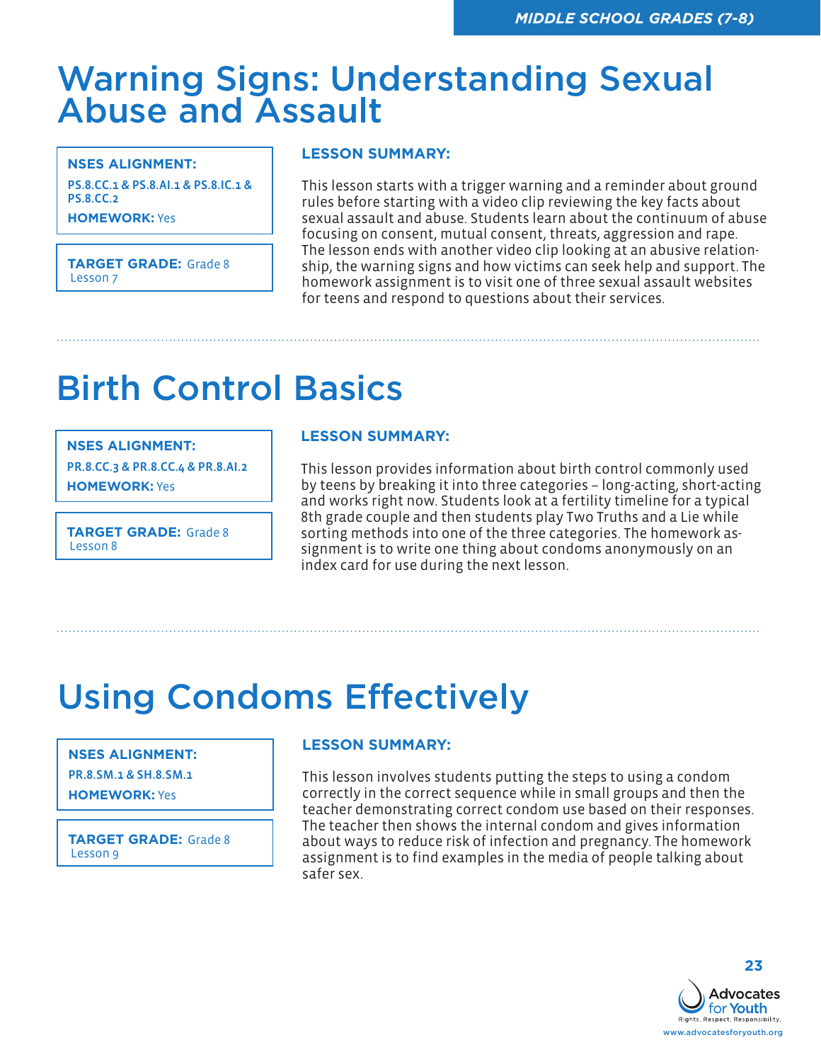# Warning Signs: Understanding Sexual Abuse and Assault

**NSES ALIGNMENT:**
PS.8.CC.1 & PS.8.AI.1 & PS.8.IC.1 & PS.8.CC.2

**HOMEWORK:** Yes

**TARGET GRADE:** Grade 8
Lesson 7

**LESSON SUMMARY:**

This lesson starts with a trigger warning and a reminder about ground rules before starting with a video clip reviewing the key facts about sexual assault and abuse. Students learn about the continuum of abuse focusing on consent, mutual consent, threats, aggression and rape. The lesson ends with another video clip looking at an abusive relationship, the warning signs and how victims can seek help and support. The homework assignment is to visit one of three sexual assault websites for teens and respond to questions about their services.

# Birth Control Basics

**NSES ALIGNMENT:**
PR.8.CC.3 & PR.8.CC.4 & PR.8.AI.2

**HOMEWORK:** Yes

**TARGET GRADE:** Grade 8
Lesson 8

**LESSON SUMMARY:**

This lesson provides information about birth control commonly used by teens by breaking it into three categories – long-acting, short-acting and works right now. Students look at a fertility timeline for a typical 8th grade couple and then students play Two Truths and a Lie while sorting methods into one of the three categories. The homework assignment is to write one thing about condoms anonymously on an index card for use during the next lesson.

# Using Condoms Effectively

**NSES ALIGNMENT:**
PR.8.SM.1 & SH.8.SM.1

**HOMEWORK:** Yes

**TARGET GRADE:** Grade 8
Lesson 9

**LESSON SUMMARY:**

This lesson involves students putting the steps to using a condom correctly in the correct sequence while in small groups and then the teacher demonstrating correct condom use based on their responses. The teacher then shows the internal condom and gives information about ways to reduce risk of infection and pregnancy. The homework assignment is to find examples in the media of people talking about safer sex.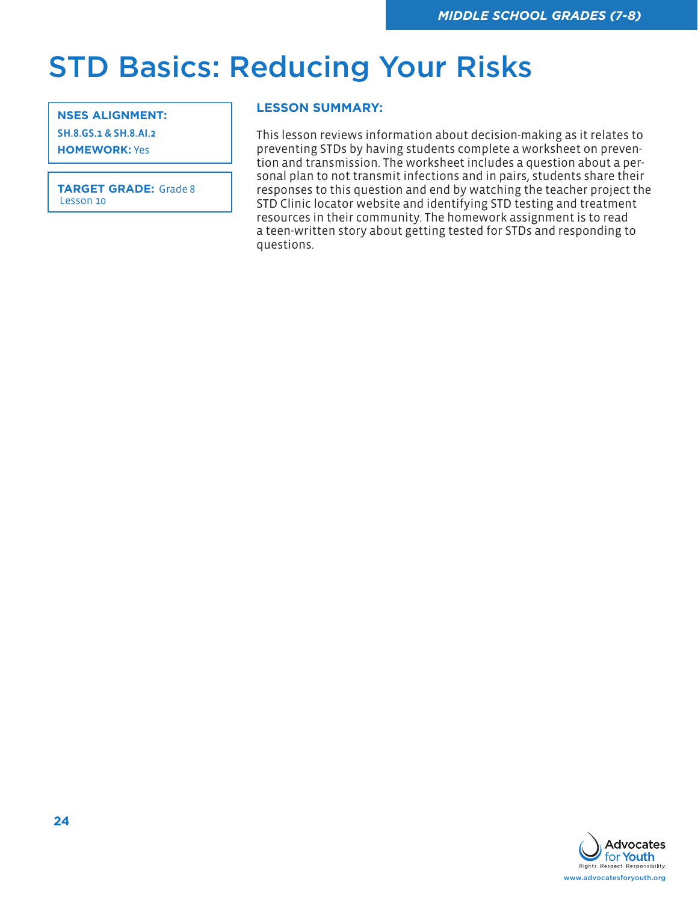# STD Basics: Reducing Your Risks

**NSES ALIGNMENT:**
**SH.8.GS.1 & SH.8.AI.2**
**HOMEWORK:** Yes

**TARGET GRADE:** Grade 8
Lesson 10

**LESSON SUMMARY:**

This lesson reviews information about decision-making as it relates to preventing STDs by having students complete a worksheet on prevention and transmission. The worksheet includes a question about a personal plan to not transmit infections and in pairs, students share their responses to this question and end by watching the teacher project the STD Clinic locator website and identifying STD testing and treatment resources in their community. The homework assignment is to read a teen-written story about getting tested for STDs and responding to questions.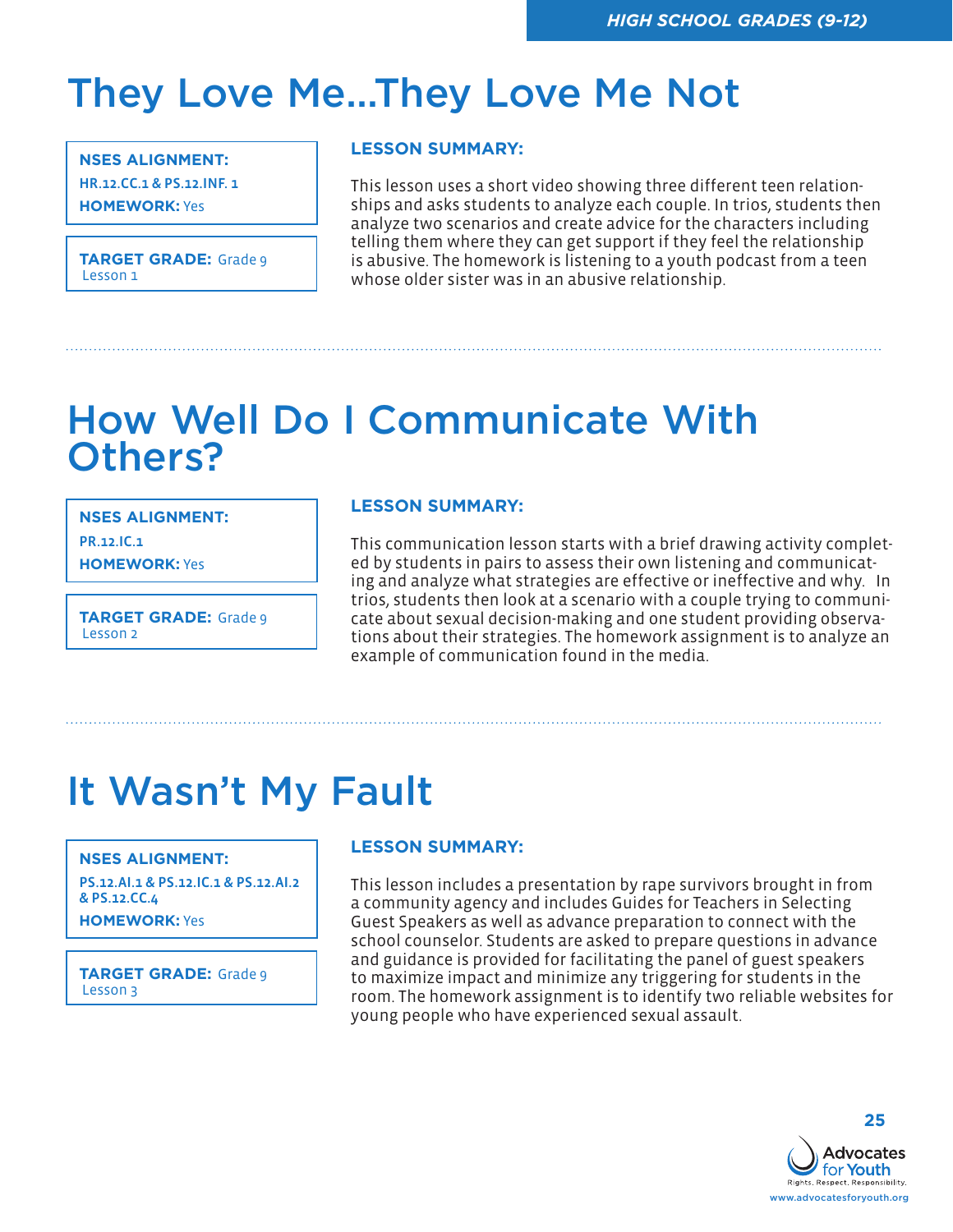# They Love Me...They Love Me Not

**NSES ALIGNMENT:**
HR.12.CC.1 & PS.12.INF. 1
**HOMEWORK:** Yes

**TARGET GRADE:** Grade 9
Lesson 1

**LESSON SUMMARY:**

This lesson uses a short video showing three different teen relationships and asks students to analyze each couple. In trios, students then analyze two scenarios and create advice for the characters including telling them where they can get support if they feel the relationship is abusive. The homework is listening to a youth podcast from a teen whose older sister was in an abusive relationship.

---

# How Well Do I Communicate With Others?

**NSES ALIGNMENT:**
PR.12.IC.1
**HOMEWORK:** Yes

**TARGET GRADE:** Grade 9
Lesson 2

**LESSON SUMMARY:**

This communication lesson starts with a brief drawing activity completed by students in pairs to assess their own listening and communicating and analyze what strategies are effective or ineffective and why. In trios, students then look at a scenario with a couple trying to communicate about sexual decision-making and one student providing observations about their strategies. The homework assignment is to analyze an example of communication found in the media.

---

# It Wasn't My Fault

**NSES ALIGNMENT:**
PS.12.AI.1 & PS.12.IC.1 & PS.12.AI.2 & PS.12.CC.4
**HOMEWORK:** Yes

**TARGET GRADE:** Grade 9
Lesson 3

**LESSON SUMMARY:**

This lesson includes a presentation by rape survivors brought in from a community agency and includes Guides for Teachers in Selecting Guest Speakers as well as advance preparation to connect with the school counselor. Students are asked to prepare questions in advance and guidance is provided for facilitating the panel of guest speakers to maximize impact and minimize any triggering for students in the room. The homework assignment is to identify two reliable websites for young people who have experienced sexual assault.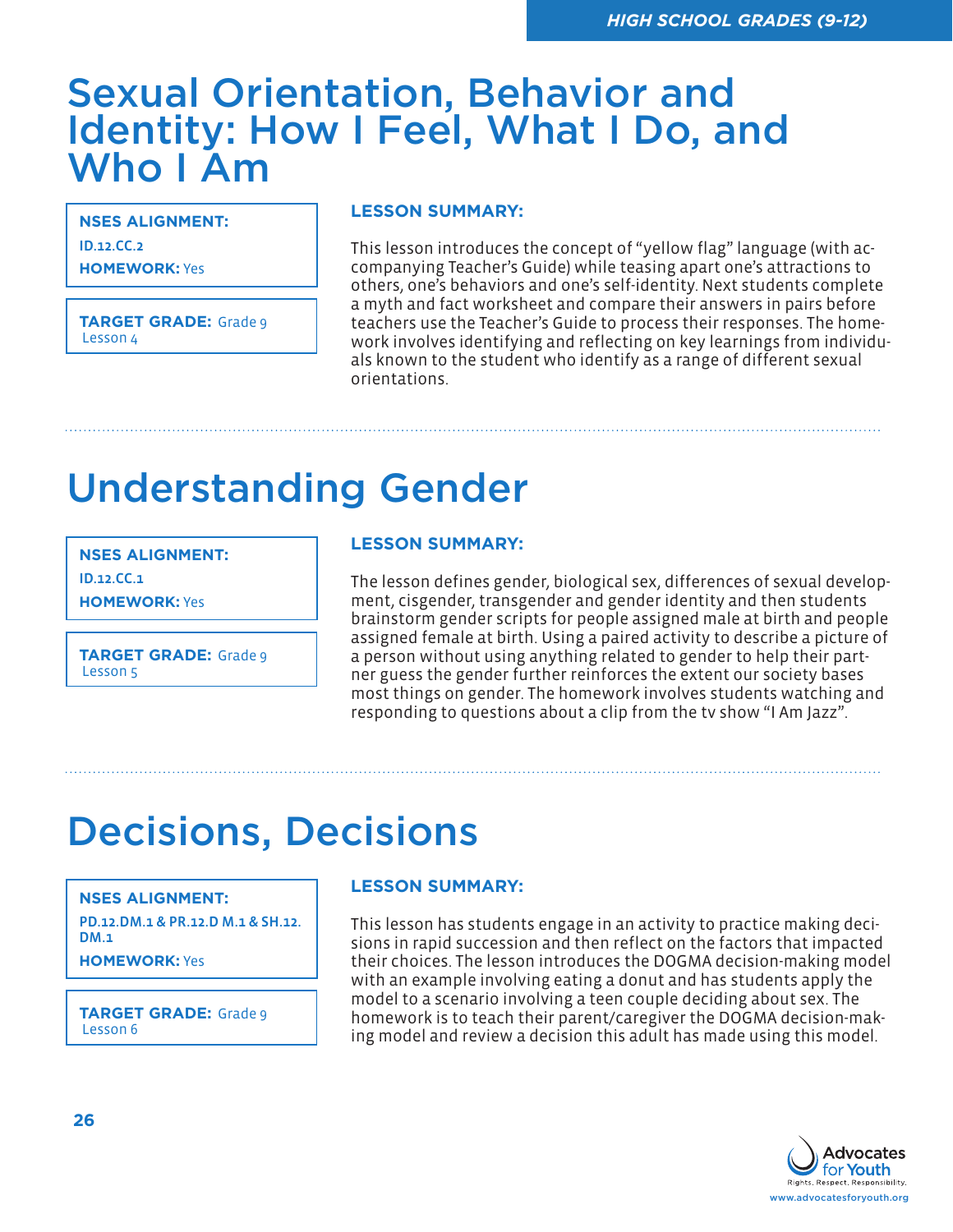# Sexual Orientation, Behavior and Identity: How I Feel, What I Do, and Who I Am

**NSES ALIGNMENT:**
ID.12.CC.2
**HOMEWORK:** Yes

**TARGET GRADE:** Grade 9
Lesson 4

**LESSON SUMMARY:**

This lesson introduces the concept of "yellow flag" language (with accompanying Teacher's Guide) while teasing apart one's attractions to others, one's behaviors and one's self-identity. Next students complete a myth and fact worksheet and compare their answers in pairs before teachers use the Teacher's Guide to process their responses. The homework involves identifying and reflecting on key learnings from individuals known to the student who identify as a range of different sexual orientations.

# Understanding Gender

**NSES ALIGNMENT:**
ID.12.CC.1
**HOMEWORK:** Yes

**TARGET GRADE:** Grade 9
Lesson 5

**LESSON SUMMARY:**

The lesson defines gender, biological sex, differences of sexual development, cisgender, transgender and gender identity and then students brainstorm gender scripts for people assigned male at birth and people assigned female at birth. Using a paired activity to describe a picture of a person without using anything related to gender to help their partner guess the gender further reinforces the extent our society bases most things on gender. The homework involves students watching and responding to questions about a clip from the tv show "I Am Jazz".

# Decisions, Decisions

**NSES ALIGNMENT:**
PD.12.DM.1 & PR.12.D M.1 & SH.12.DM.1
**HOMEWORK:** Yes

**TARGET GRADE:** Grade 9
Lesson 6

**LESSON SUMMARY:**

This lesson has students engage in an activity to practice making decisions in rapid succession and then reflect on the factors that impacted their choices. The lesson introduces the DOGMA decision-making model with an example involving eating a donut and has students apply the model to a scenario involving a teen couple deciding about sex. The homework is to teach their parent/caregiver the DOGMA decision-making model and review a decision this adult has made using this model.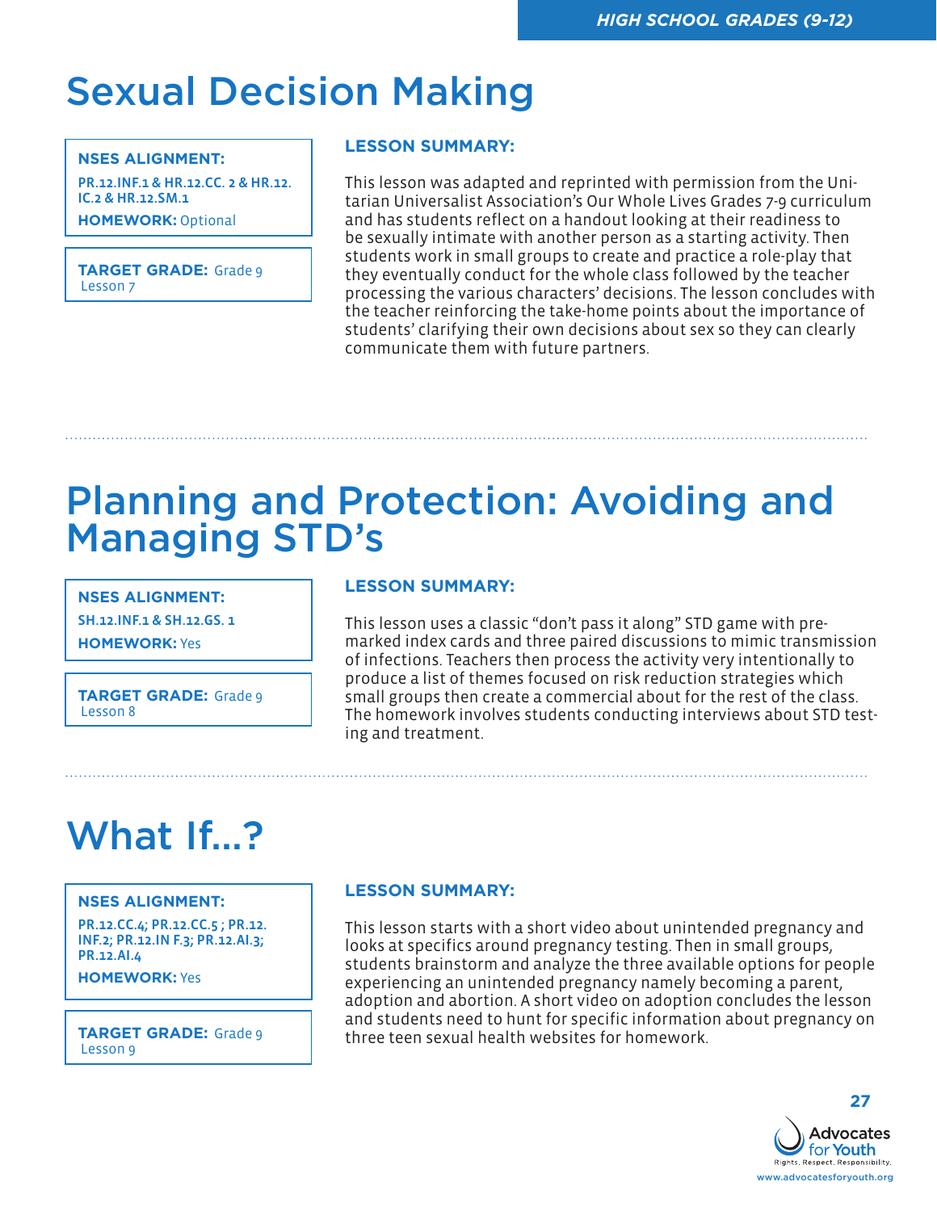# Sexual Decision Making

**NSES ALIGNMENT:**
PR.12.INF.1 & HR.12.CC. 2 & HR.12.IC.2 & HR.12.SM.1
**HOMEWORK:** Optional

**TARGET GRADE:** Grade 9
Lesson 7

**LESSON SUMMARY:**

This lesson was adapted and reprinted with permission from the Unitarian Universalist Association's Our Whole Lives Grades 7-9 curriculum and has students reflect on a handout looking at their readiness to be sexually intimate with another person as a starting activity. Then students work in small groups to create and practice a role-play that they eventually conduct for the whole class followed by the teacher processing the various characters' decisions. The lesson concludes with the teacher reinforcing the take-home points about the importance of students' clarifying their own decisions about sex so they can clearly communicate them with future partners.

# Planning and Protection: Avoiding and Managing STD's

**NSES ALIGNMENT:**
SH.12.INF.1 & SH.12.GS. 1
**HOMEWORK:** Yes

**TARGET GRADE:** Grade 9
Lesson 8

**LESSON SUMMARY:**

This lesson uses a classic "don't pass it along" STD game with pre-marked index cards and three paired discussions to mimic transmission of infections. Teachers then process the activity very intentionally to produce a list of themes focused on risk reduction strategies which small groups then create a commercial about for the rest of the class. The homework involves students conducting interviews about STD testing and treatment.

# What If...?

**NSES ALIGNMENT:**
PR.12.CC.4; PR.12.CC.5 ; PR.12.INF.2; PR.12.IN F.3; PR.12.AI.3; PR.12.AI.4
**HOMEWORK:** Yes

**TARGET GRADE:** Grade 9
Lesson 9

**LESSON SUMMARY:**

This lesson starts with a short video about unintended pregnancy and looks at specifics around pregnancy testing. Then in small groups, students brainstorm and analyze the three available options for people experiencing an unintended pregnancy namely becoming a parent, adoption and abortion. A short video on adoption concludes the lesson and students need to hunt for specific information about pregnancy on three teen sexual health websites for homework.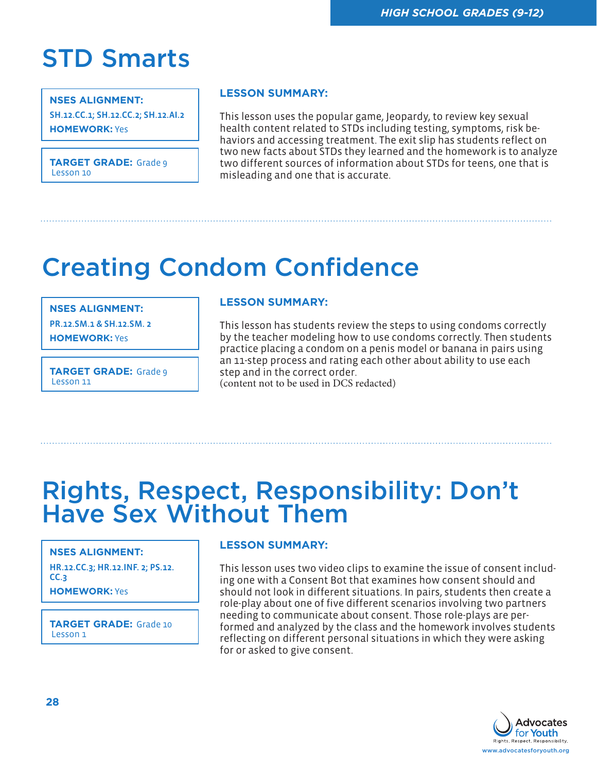# STD Smarts

**NSES ALIGNMENT:**
SH.12.CC.1; SH.12.CC.2; SH.12.AI.2
**HOMEWORK:** Yes

**TARGET GRADE:** Grade 9
Lesson 10

**LESSON SUMMARY:**

This lesson uses the popular game, Jeopardy, to review key sexual health content related to STDs including testing, symptoms, risk behaviors and accessing treatment. The exit slip has students reflect on two new facts about STDs they learned and the homework is to analyze two different sources of information about STDs for teens, one that is misleading and one that is accurate.

# Creating Condom Confidence

**NSES ALIGNMENT:**
PR.12.SM.1 & SH.12.SM. 2
**HOMEWORK:** Yes

**TARGET GRADE:** Grade 9
Lesson 11

**LESSON SUMMARY:**

This lesson has students review the steps to using condoms correctly by the teacher modeling how to use condoms correctly. Then students practice placing a condom on a penis model or banana in pairs using an 11-step process and rating each other about ability to use each step and in the correct order.
(content not to be used in DCS redacted)

# Rights, Respect, Responsibility: Don't Have Sex Without Them

**NSES ALIGNMENT:**
HR.12.CC.3; HR.12.INF. 2; PS.12.CC.3
**HOMEWORK:** Yes

**TARGET GRADE:** Grade 10
Lesson 1

**LESSON SUMMARY:**

This lesson uses two video clips to examine the issue of consent including one with a Consent Bot that examines how consent should and should not look in different situations. In pairs, students then create a role-play about one of five different scenarios involving two partners needing to communicate about consent. Those role-plays are performed and analyzed by the class and the homework involves students reflecting on different personal situations in which they were asking for or asked to give consent.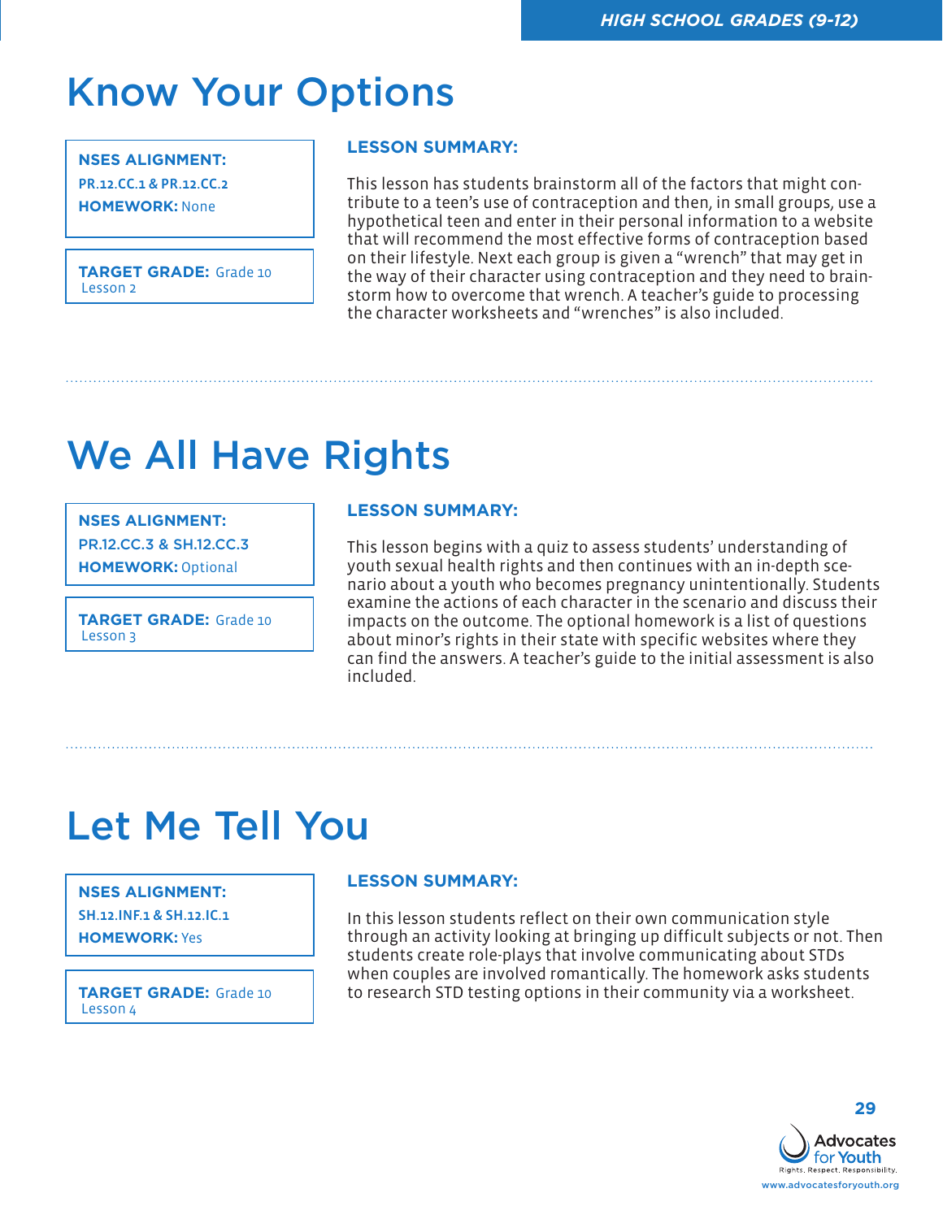# Know Your Options

**NSES ALIGNMENT:** PR.12.CC.1 & PR.12.CC.2

**HOMEWORK:** None

**TARGET GRADE:** Grade 10
Lesson 2

**LESSON SUMMARY:**

This lesson has students brainstorm all of the factors that might contribute to a teen's use of contraception and then, in small groups, use a hypothetical teen and enter in their personal information to a website that will recommend the most effective forms of contraception based on their lifestyle. Next each group is given a "wrench" that may get in the way of their character using contraception and they need to brainstorm how to overcome that wrench. A teacher's guide to processing the character worksheets and "wrenches" is also included.

# We All Have Rights

**NSES ALIGNMENT:** PR.12.CC.3 & SH.12.CC.3

**HOMEWORK:** Optional

**TARGET GRADE:** Grade 10
Lesson 3

**LESSON SUMMARY:**

This lesson begins with a quiz to assess students' understanding of youth sexual health rights and then continues with an in-depth scenario about a youth who becomes pregnancy unintentionally. Students examine the actions of each character in the scenario and discuss their impacts on the outcome. The optional homework is a list of questions about minor's rights in their state with specific websites where they can find the answers. A teacher's guide to the initial assessment is also included.

# Let Me Tell You

**NSES ALIGNMENT:** SH.12.INF.1 & SH.12.IC.1

**HOMEWORK:** Yes

**TARGET GRADE:** Grade 10
Lesson 4

**LESSON SUMMARY:**

In this lesson students reflect on their own communication style through an activity looking at bringing up difficult subjects or not. Then students create role-plays that involve communicating about STDs when couples are involved romantically. The homework asks students to research STD testing options in their community via a worksheet.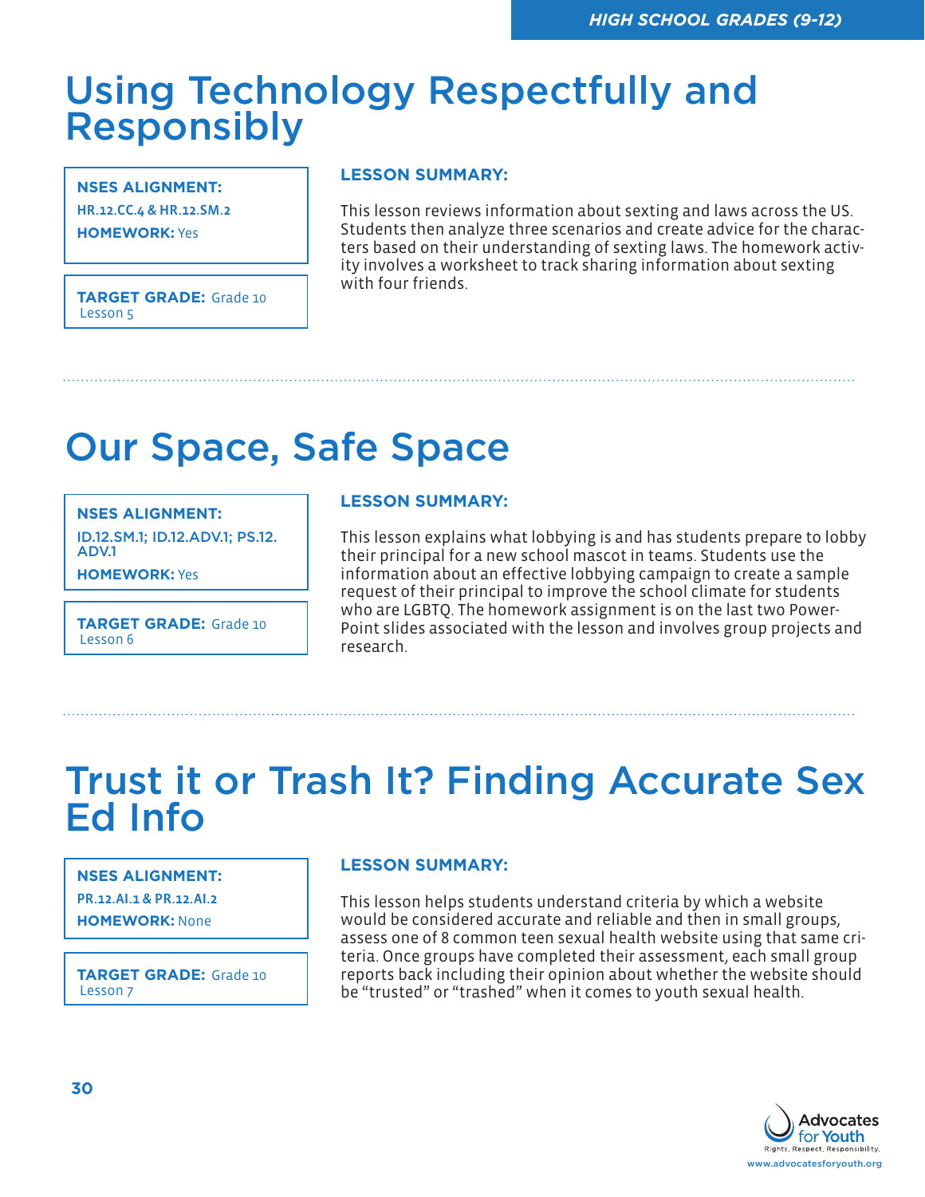# Using Technology Respectfully and Responsibly

**NSES ALIGNMENT:**
HR.12.CC.4 & HR.12.SM.2
**HOMEWORK:** Yes

**TARGET GRADE:** Grade 10
Lesson 5

**LESSON SUMMARY:**

This lesson reviews information about sexting and laws across the US. Students then analyze three scenarios and create advice for the characters based on their understanding of sexting laws. The homework activity involves a worksheet to track sharing information about sexting with four friends.

# Our Space, Safe Space

**NSES ALIGNMENT:**
ID.12.SM.1; ID.12.ADV.1; PS.12.ADV.1
**HOMEWORK:** Yes

**TARGET GRADE:** Grade 10
Lesson 6

**LESSON SUMMARY:**

This lesson explains what lobbying is and has students prepare to lobby their principal for a new school mascot in teams. Students use the information about an effective lobbying campaign to create a sample request of their principal to improve the school climate for students who are LGBTQ. The homework assignment is on the last two PowerPoint slides associated with the lesson and involves group projects and research.

# Trust it or Trash It? Finding Accurate Sex Ed Info

**NSES ALIGNMENT:**
PR.12.AI.1 & PR.12.AI.2
**HOMEWORK:** None

**TARGET GRADE:** Grade 10
Lesson 7

**LESSON SUMMARY:**

This lesson helps students understand criteria by which a website would be considered accurate and reliable and then in small groups, assess one of 8 common teen sexual health website using that same criteria. Once groups have completed their assessment, each small group reports back including their opinion about whether the website should be "trusted" or "trashed" when it comes to youth sexual health.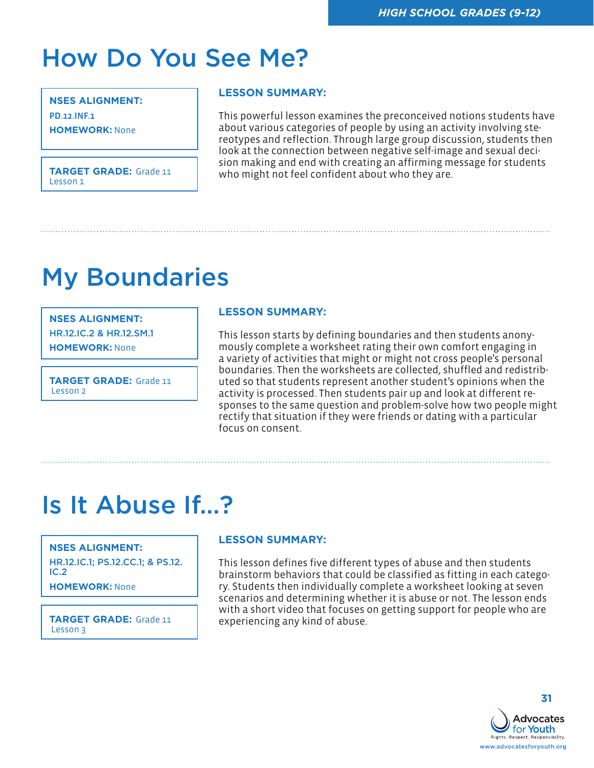# How Do You See Me?

**NSES ALIGNMENT:**
**PD.12.INF.1**
**HOMEWORK:** None

**TARGET GRADE:** Grade 11
Lesson 1

**LESSON SUMMARY:**

This powerful lesson examines the preconceived notions students have about various categories of people by using an activity involving stereotypes and reflection. Through large group discussion, students then look at the connection between negative self-image and sexual decision making and end with creating an affirming message for students who might not feel confident about who they are.

# My Boundaries

**NSES ALIGNMENT:**
**HR.12.IC.2 & HR.12.SM.1**
**HOMEWORK:** None

**TARGET GRADE:** Grade 11
Lesson 2

**LESSON SUMMARY:**

This lesson starts by defining boundaries and then students anonymously complete a worksheet rating their own comfort engaging in a variety of activities that might or might not cross people's personal boundaries. Then the worksheets are collected, shuffled and redistributed so that students represent another student's opinions when the activity is processed. Then students pair up and look at different responses to the same question and problem-solve how two people might rectify that situation if they were friends or dating with a particular focus on consent.

# Is It Abuse If...?

**NSES ALIGNMENT:**
**HR.12.IC.1; PS.12.CC.1; & PS.12.IC.2**
**HOMEWORK:** None

**TARGET GRADE:** Grade 11
Lesson 3

**LESSON SUMMARY:**

This lesson defines five different types of abuse and then students brainstorm behaviors that could be classified as fitting in each category. Students then individually complete a worksheet looking at seven scenarios and determining whether it is abuse or not. The lesson ends with a short video that focuses on getting support for people who are experiencing any kind of abuse.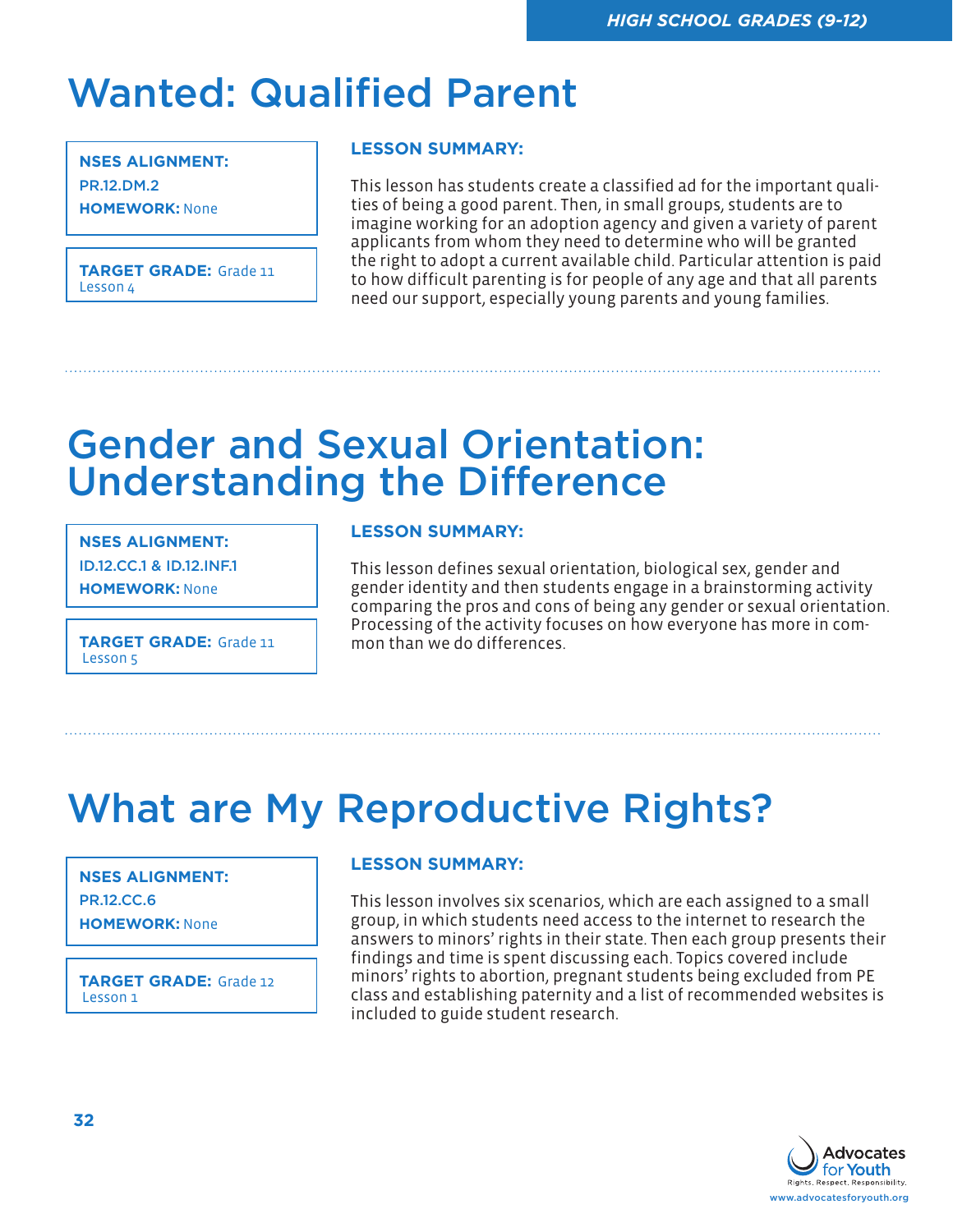# Wanted: Qualified Parent

**NSES ALIGNMENT:**
PR.12.DM.2
**HOMEWORK:** None

**TARGET GRADE:** Grade 11
Lesson 4

**LESSON SUMMARY:**

This lesson has students create a classified ad for the important qualities of being a good parent. Then, in small groups, students are to imagine working for an adoption agency and given a variety of parent applicants from whom they need to determine who will be granted the right to adopt a current available child. Particular attention is paid to how difficult parenting is for people of any age and that all parents need our support, especially young parents and young families.

# Gender and Sexual Orientation: Understanding the Difference

**NSES ALIGNMENT:**
ID.12.CC.1 & ID.12.INF.1
**HOMEWORK:** None

**TARGET GRADE:** Grade 11
Lesson 5

**LESSON SUMMARY:**

This lesson defines sexual orientation, biological sex, gender and gender identity and then students engage in a brainstorming activity comparing the pros and cons of being any gender or sexual orientation. Processing of the activity focuses on how everyone has more in common than we do differences.

# What are My Reproductive Rights?

**NSES ALIGNMENT:**
PR.12.CC.6
**HOMEWORK:** None

**TARGET GRADE:** Grade 12
Lesson 1

**LESSON SUMMARY:**

This lesson involves six scenarios, which are each assigned to a small group, in which students need access to the internet to research the answers to minors' rights in their state. Then each group presents their findings and time is spent discussing each. Topics covered include minors' rights to abortion, pregnant students being excluded from PE class and establishing paternity and a list of recommended websites is included to guide student research.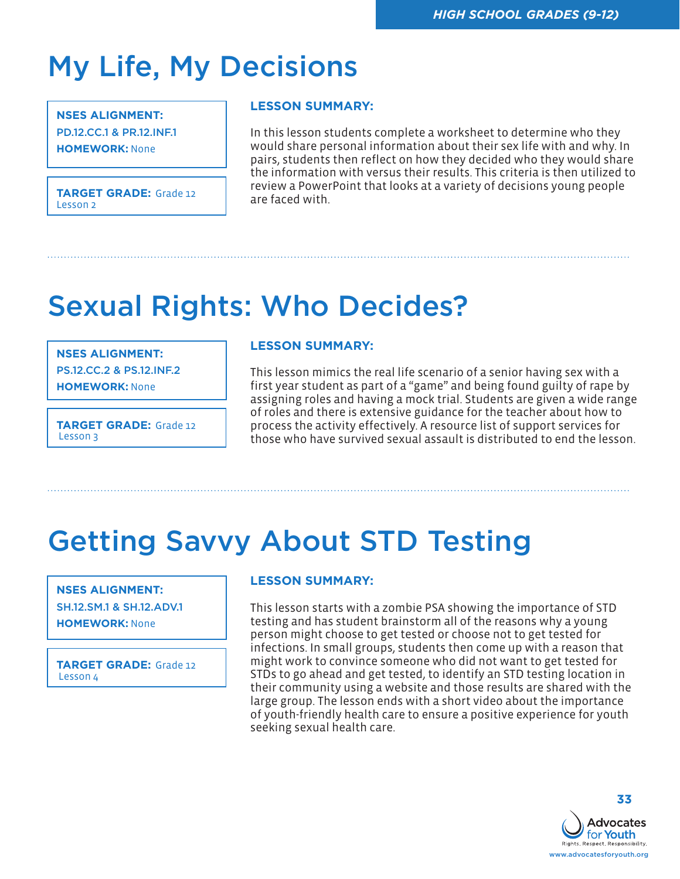# My Life, My Decisions

**NSES ALIGNMENT:** PD.12.CC.1 & PR.12.INF.1

**HOMEWORK:** None

**TARGET GRADE:** Grade 12 Lesson 2

**LESSON SUMMARY:**

In this lesson students complete a worksheet to determine who they would share personal information about their sex life with and why. In pairs, students then reflect on how they decided who they would share the information with versus their results. This criteria is then utilized to review a PowerPoint that looks at a variety of decisions young people are faced with.

# Sexual Rights: Who Decides?

**NSES ALIGNMENT:** PS.12.CC.2 & PS.12.INF.2

**HOMEWORK:** None

**TARGET GRADE:** Grade 12 Lesson 3

**LESSON SUMMARY:**

This lesson mimics the real life scenario of a senior having sex with a first year student as part of a "game" and being found guilty of rape by assigning roles and having a mock trial. Students are given a wide range of roles and there is extensive guidance for the teacher about how to process the activity effectively. A resource list of support services for those who have survived sexual assault is distributed to end the lesson.

# Getting Savvy About STD Testing

**NSES ALIGNMENT:** SH.12.SM.1 & SH.12.ADV.1

**HOMEWORK:** None

**TARGET GRADE:** Grade 12 Lesson 4

**LESSON SUMMARY:**

This lesson starts with a zombie PSA showing the importance of STD testing and has student brainstorm all of the reasons why a young person might choose to get tested or choose not to get tested for infections. In small groups, students then come up with a reason that might work to convince someone who did not want to get tested for STDs to go ahead and get tested, to identify an STD testing location in their community using a website and those results are shared with the large group. The lesson ends with a short video about the importance of youth-friendly health care to ensure a positive experience for youth seeking sexual health care.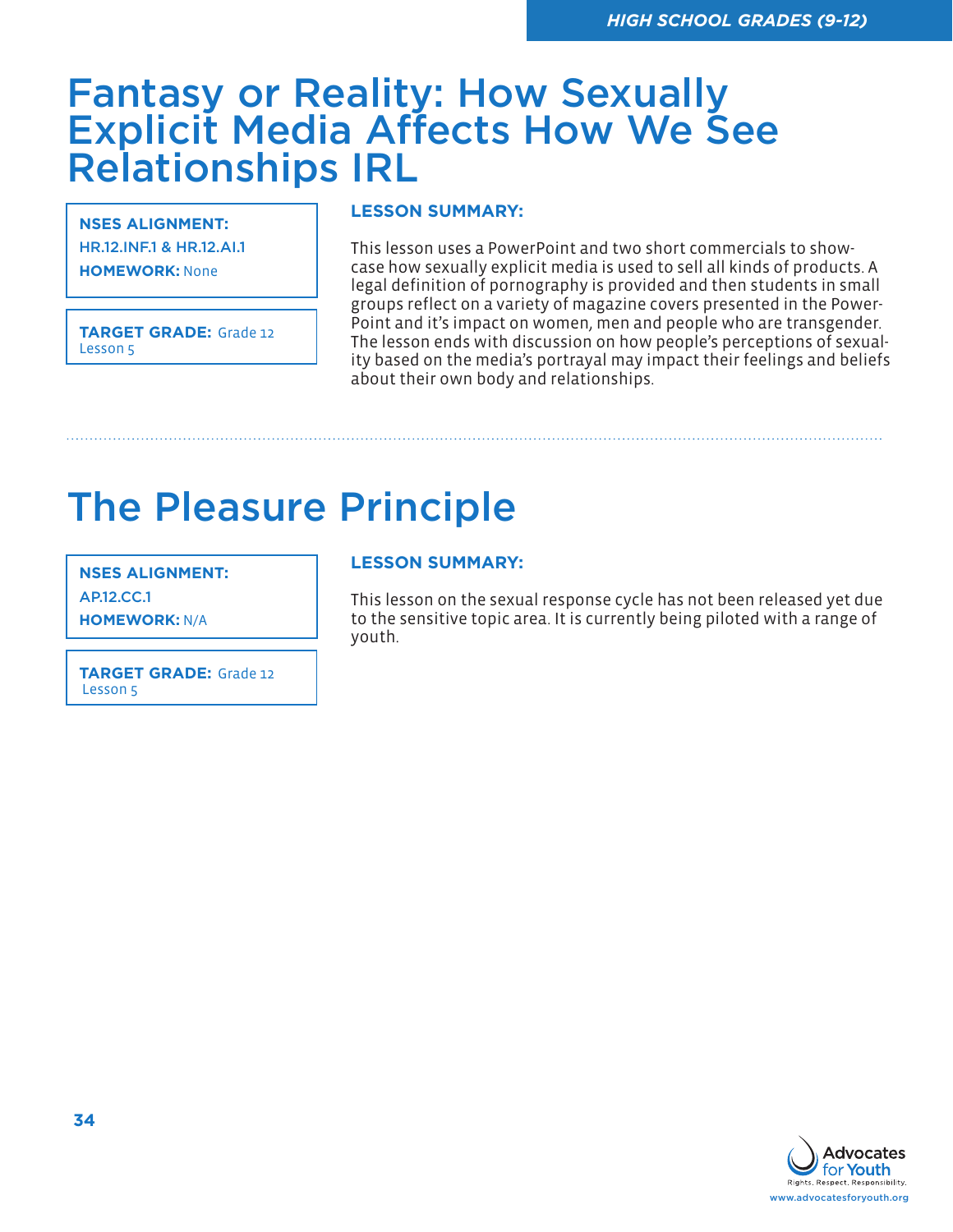# Fantasy or Reality: How Sexually Explicit Media Affects How We See Relationships IRL

**NSES ALIGNMENT:**
HR.12.INF.1 & HR.12.AI.1
**HOMEWORK:** None

**TARGET GRADE:** Grade 12
Lesson 5

**LESSON SUMMARY:**

This lesson uses a PowerPoint and two short commercials to showcase how sexually explicit media is used to sell all kinds of products. A legal definition of pornography is provided and then students in small groups reflect on a variety of magazine covers presented in the PowerPoint and it's impact on women, men and people who are transgender. The lesson ends with discussion on how people's perceptions of sexuality based on the media's portrayal may impact their feelings and beliefs about their own body and relationships.

# The Pleasure Principle

**NSES ALIGNMENT:**
AP.12.CC.1
**HOMEWORK:** N/A

**TARGET GRADE:** Grade 12
Lesson 5

**LESSON SUMMARY:**

This lesson on the sexual response cycle has not been released yet due to the sensitive topic area. It is currently being piloted with a range of youth.